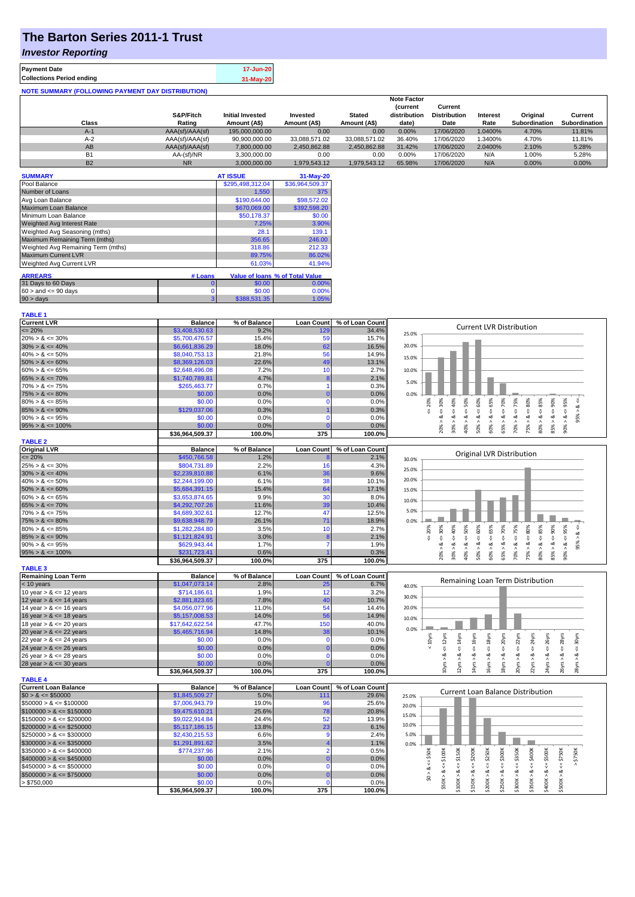# The Barton Series 2011-1 Trust

## *Investor Reporting*

| | |
|---|---|
| **Payment Date** | 17-Jun-20 |
| **Collections Period ending** | 31-May-20 |

**NOTE SUMMARY (FOLLOWING PAYMENT DAY DISTRIBUTION)**

| Class | S&P/Fitch Rating | Initial Invested Amount (A$) | Invested Amount (A$) | Stated Amount (A$) | Note Factor (current distribution date) | Current Distribution Date | Interest Rate | Original Subordination | Current Subordination |
|---|---|---|---|---|---|---|---|---|---|
| A-1 | AAA(sf)/AAA(sf) | 195,000,000.00 | 0.00 | 0.00 | 0.00% | 17/06/2020 | 1.0400% | 4.70% | 11.81% |
| A-2 | AAA(sf)/AAA(sf) | 90,900,000.00 | 33,088,571.02 | 33,088,571.02 | 36.40% | 17/06/2020 | 1.3400% | 4.70% | 11.81% |
| AB | AAA(sf)/AAA(sf) | 7,800,000.00 | 2,450,862.88 | 2,450,862.88 | 31.42% | 17/06/2020 | 2.0400% | 2.10% | 5.28% |
| B1 | AA-(sf)/NR | 3,300,000.00 | 0.00 | 0.00 | 0.00% | 17/06/2020 | N/A | 1.00% | 5.28% |
| B2 | NR | 3,000,000.00 | 1,979,543.12 | 1,979,543.12 | 65.98% | 17/06/2020 | N/A | 0.00% | 0.00% |

| SUMMARY | AT ISSUE | 31-May-20 |
|---|---|---|
| Pool Balance | $295,498,312.04 | $36,964,509.37 |
| Number of Loans | 1,550 | 375 |
| Avg Loan Balance | $190,644.00 | $98,572.02 |
| Maximum Loan Balance | $670,069.00 | $392,598.20 |
| Minimum Loan Balance | $50,178.37 | $0.00 |
| Weighted Avg Interest Rate | 7.25% | 3.90% |
| Weighted Avg Seasoning (mths) | 28.1 | 139.1 |
| Maximum Remaining Term (mths) | 356.65 | 246.00 |
| Weighted Avg Remaining Term (mths) | 318.86 | 212.33 |
| Maximum Current LVR | 89.75% | 86.02% |
| Weighted Avg Current LVR | 61.03% | 41.94% |

| ARREARS | # Loans | Value of loans | % of Total Value |
|---|---|---|---|
| 31 Days to 60 Days | 0 | $0.00 | 0.00% |
| $60 >$ and $<= 90$ days | 0 | $0.00 | 0.00% |
| $90 >$ days | 3 | $388,531.35 | 1.05% |

**TABLE 1**

| Current LVR | Balance | % of Balance | Loan Count | % of Loan Count |
|---|---|---|---|---|
| <= 20% | $3,408,530.63 | 9.2% | 129 | 34.4% |
| 20% > & <= 30% | $5,700,476.57 | 15.4% | 59 | 15.7% |
| 30% > & <= 40% | $6,661,836.29 | 18.0% | 62 | 16.5% |
| 40% > & <= 50% | $8,040,753.13 | 21.8% | 56 | 14.9% |
| 50% > & <= 60% | $8,369,126.03 | 22.6% | 49 | 13.1% |
| 60% > & <= 65% | $2,648,496.08 | 7.2% | 10 | 2.7% |
| 65% > & <= 70% | $1,740,789.81 | 4.7% | 8 | 2.1% |
| 70% > & <= 75% | $265,463.77 | 0.7% | 1 | 0.3% |
| 75% > & <= 80% | $0.00 | 0.0% | 0 | 0.0% |
| 80% > & <= 85% | $0.00 | 0.0% | 0 | 0.0% |
| 85% > & <= 90% | $129,037.06 | 0.3% | 1 | 0.3% |
| 90% > & <= 95% | $0.00 | 0.0% | 0 | 0.0% |
| 95% > & <= 100% | $0.00 | 0.0% | 0 | 0.0% |
| | $36,964,509.37 | 100.0% | 375 | 100.0% |

**TABLE 2**

| Original LVR | Balance | % of Balance | Loan Count | % of Loan Count |
|---|---|---|---|---|
| <= 20% | $450,766.58 | 1.2% | 8 | 2.1% |
| 25% > & <= 30% | $804,731.89 | 2.2% | 16 | 4.3% |
| 30% > & <= 40% | $2,239,810.88 | 6.1% | 36 | 9.6% |
| 40% > & <= 50% | $2,244,199.00 | 6.1% | 38 | 10.1% |
| 50% > & <= 60% | $5,684,391.15 | 15.4% | 64 | 17.1% |
| 60% > & <= 65% | $3,653,874.65 | 9.9% | 30 | 8.0% |
| 65% > & <= 70% | $4,292,707.26 | 11.6% | 39 | 10.4% |
| 70% > & <= 75% | $4,689,302.61 | 12.7% | 47 | 12.5% |
| 75% > & <= 80% | $9,638,948.79 | 26.1% | 71 | 18.9% |
| 80% > & <= 85% | $1,282,284.80 | 3.5% | 10 | 2.7% |
| 85% > & <= 90% | $1,121,824.91 | 3.0% | 8 | 2.1% |
| 90% > & <= 95% | $629,943.44 | 1.7% | 7 | 1.9% |
| 95% > & <= 100% | $231,723.41 | 0.6% | 1 | 0.3% |
| | $36,964,509.37 | 100.0% | 375 | 100.0% |

**TABLE 3**

| Remaining Loan Term | Balance | % of Balance | Loan Count | % of Loan Count |
|---|---|---|---|---|
| < 10 years | $1,047,073.14 | 2.8% | 25 | 6.7% |
| 10 year > & <= 12 years | $714,186.61 | 1.9% | 12 | 3.2% |
| 12 year > & <= 14 years | $2,881,823.65 | 7.8% | 40 | 10.7% |
| 14 year > & <= 16 years | $4,056,077.96 | 11.0% | 54 | 14.4% |
| 16 year > & <= 18 years | $5,157,008.53 | 14.0% | 56 | 14.9% |
| 18 year > & <= 20 years | $17,642,622.54 | 47.7% | 150 | 40.0% |
| 20 year > & <= 22 years | $5,465,716.94 | 14.8% | 38 | 10.1% |
| 22 year > & <= 24 years | $0.00 | 0.0% | 0 | 0.0% |
| 24 year > & <= 26 years | $0.00 | 0.0% | 0 | 0.0% |
| 26 year > & <= 28 years | $0.00 | 0.0% | 0 | 0.0% |
| 28 year > & <= 30 years | $0.00 | 0.0% | 0 | 0.0% |
| | $36,964,509.37 | 100.0% | 375 | 100.0% |

**TABLE 4**

| Current Loan Balance | Balance | % of Balance | Loan Count | % of Loan Count |
|---|---|---|---|---|
| $0 > & <= $50000 | $1,845,509.27 | 5.0% | 111 | 29.6% |
| $50000 > & <= $100000 | $7,006,943.79 | 19.0% | 96 | 25.6% |
| $100000 > & <= $150000 | $9,475,610.21 | 25.6% | 78 | 20.8% |
| $150000 > & <= $200000 | $9,022,914.84 | 24.4% | 52 | 13.9% |
| $200000 > & <= $250000 | $5,117,186.15 | 13.8% | 23 | 6.1% |
| $250000 > & <= $300000 | $2,430,215.53 | 6.6% | 9 | 2.4% |
| $300000 > & <= $350000 | $1,291,891.62 | 3.5% | 4 | 1.1% |
| $350000 > & <= $400000 | $774,237.96 | 2.1% | 2 | 0.5% |
| $400000 > & <= $450000 | $0.00 | 0.0% | 0 | 0.0% |
| $450000 > & <= $500000 | $0.00 | 0.0% | 0 | 0.0% |
| $500000 > & <= $750000 | $0.00 | 0.0% | 0 | 0.0% |
| > $750,000 | $0.00 | 0.0% | 0 | 0.0% |
| | $36,964,509.37 | 100.0% | 375 | 100.0% |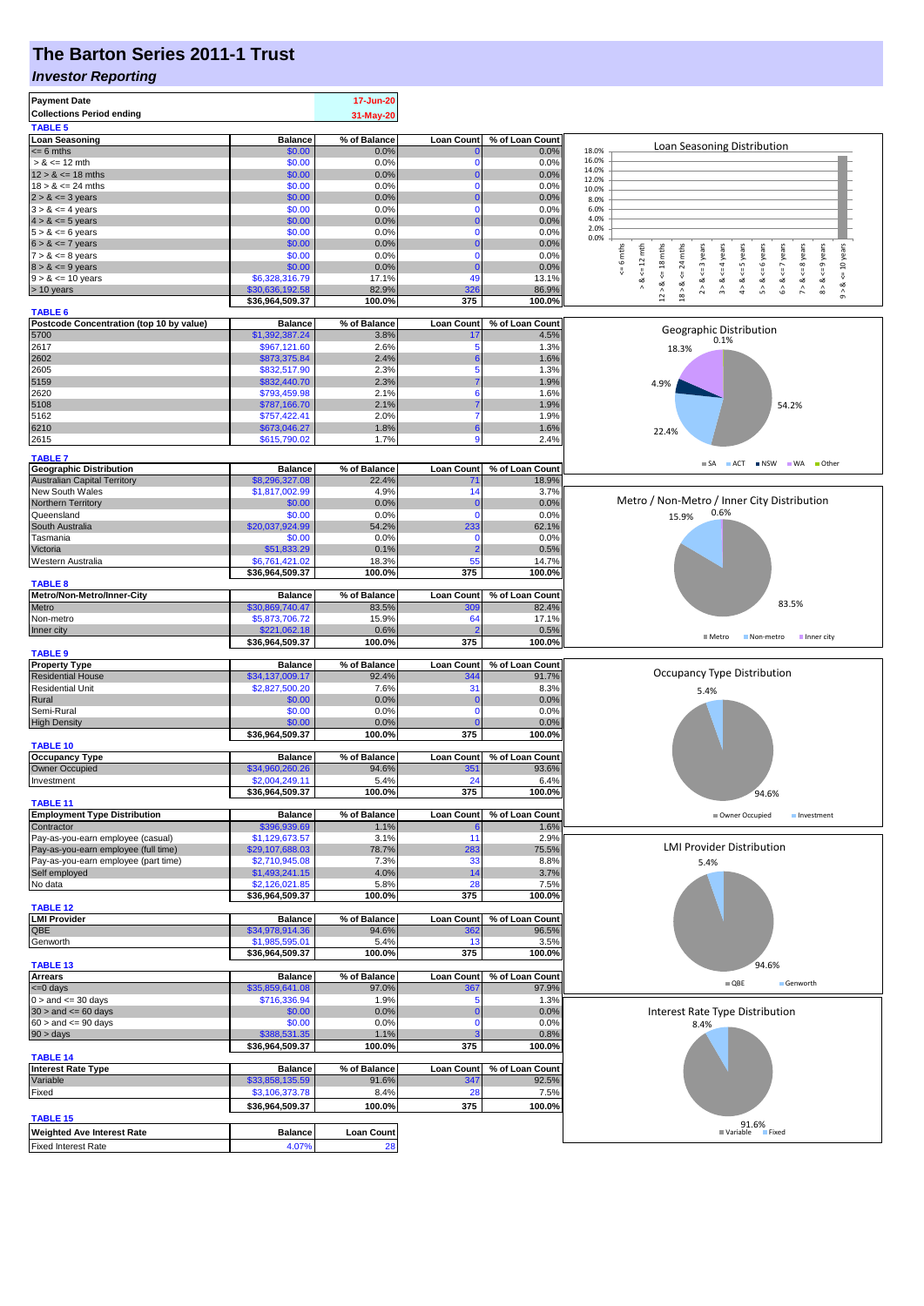# The Barton Series 2011-1 Trust

## *Investor Reporting*

| Payment Date | 17-Jun-20 |
|---|---|
| Collections Period ending | 31-May-20 |

**TABLE 5**

| Loan Seasoning | Balance | % of Balance | Loan Count | % of Loan Count |
|---|---|---|---|---|
| <= 6 mths | $0.00 | 0.0% | 0 | 0.0% |
| > & <= 12 mth | $0.00 | 0.0% | 0 | 0.0% |
| 12 > & <= 18 mths | $0.00 | 0.0% | 0 | 0.0% |
| 18 > & <= 24 mths | $0.00 | 0.0% | 0 | 0.0% |
| 2 > & <= 3 years | $0.00 | 0.0% | 0 | 0.0% |
| 3 > & <= 4 years | $0.00 | 0.0% | 0 | 0.0% |
| 4 > & <= 5 years | $0.00 | 0.0% | 0 | 0.0% |
| 5 > & <= 6 years | $0.00 | 0.0% | 0 | 0.0% |
| 6 > & <= 7 years | $0.00 | 0.0% | 0 | 0.0% |
| 7 > & <= 8 years | $0.00 | 0.0% | 0 | 0.0% |
| 8 > & <= 9 years | $0.00 | 0.0% | 0 | 0.0% |
| 9 > & <= 10 years | $6,328,316.79 | 17.1% | 49 | 13.1% |
| > 10 years | $30,636,192.58 | 82.9% | 326 | 86.9% |
| | $36,964,509.37 | 100.0% | 375 | 100.0% |

**TABLE 6**

| Postcode Concentration (top 10 by value) | Balance | % of Balance | Loan Count | % of Loan Count |
|---|---|---|---|---|
| 5700 | $1,392,387.24 | 3.8% | 17 | 4.5% |
| 2617 | $967,121.60 | 2.6% | 5 | 1.3% |
| 2602 | $873,375.84 | 2.4% | 6 | 1.6% |
| 2605 | $832,517.90 | 2.3% | 5 | 1.3% |
| 5159 | $832,440.70 | 2.3% | 7 | 1.9% |
| 2620 | $793,459.98 | 2.1% | 6 | 1.6% |
| 5108 | $787,166.70 | 2.1% | 7 | 1.9% |
| 5162 | $757,422.41 | 2.0% | 7 | 1.9% |
| 6210 | $673,046.27 | 1.8% | 6 | 1.6% |
| 2615 | $615,790.02 | 1.7% | 9 | 2.4% |

**TABLE 7**

| Geographic Distribution | Balance | % of Balance | Loan Count | % of Loan Count |
|---|---|---|---|---|
| Australian Capital Territory | $8,296,327.08 | 22.4% | 71 | 18.9% |
| New South Wales | $1,817,002.99 | 4.9% | 14 | 3.7% |
| Northern Territory | $0.00 | 0.0% | 0 | 0.0% |
| Queensland | $0.00 | 0.0% | 0 | 0.0% |
| South Australia | $20,037,924.99 | 54.2% | 233 | 62.1% |
| Tasmania | $0.00 | 0.0% | 0 | 0.0% |
| Victoria | $51,833.29 | 0.1% | 2 | 0.5% |
| Western Australia | $6,761,421.02 | 18.3% | 55 | 14.7% |
| | $36,964,509.37 | 100.0% | 375 | 100.0% |

**TABLE 8**

| Metro/Non-Metro/Inner-City | Balance | % of Balance | Loan Count | % of Loan Count |
|---|---|---|---|---|
| Metro | $30,869,740.47 | 83.5% | 309 | 82.4% |
| Non-metro | $5,873,706.72 | 15.9% | 64 | 17.1% |
| Inner city | $221,062.18 | 0.6% | 2 | 0.5% |
| | $36,964,509.37 | 100.0% | 375 | 100.0% |

**TABLE 9**

| Property Type | Balance | % of Balance | Loan Count | % of Loan Count |
|---|---|---|---|---|
| Residential House | $34,137,009.17 | 92.4% | 344 | 91.7% |
| Residential Unit | $2,827,500.20 | 7.6% | 31 | 8.3% |
| Rural | $0.00 | 0.0% | 0 | 0.0% |
| Semi-Rural | $0.00 | 0.0% | 0 | 0.0% |
| High Density | $0.00 | 0.0% | 0 | 0.0% |
| | $36,964,509.37 | 100.0% | 375 | 100.0% |

**TABLE 10**

| Occupancy Type | Balance | % of Balance | Loan Count | % of Loan Count |
|---|---|---|---|---|
| Owner Occupied | $34,960,260.26 | 94.6% | 351 | 93.6% |
| Investment | $2,004,249.11 | 5.4% | 24 | 6.4% |
| | $36,964,509.37 | 100.0% | 375 | 100.0% |

**TABLE 11**

| Employment Type Distribution | Balance | % of Balance | Loan Count | % of Loan Count |
|---|---|---|---|---|
| Contractor | $396,939.69 | 1.1% | 6 | 1.6% |
| Pay-as-you-earn employee (casual) | $1,129,673.57 | 3.1% | 11 | 2.9% |
| Pay-as-you-earn employee (full time) | $29,107,688.03 | 78.7% | 283 | 75.5% |
| Pay-as-you-earn employee (part time) | $2,710,945.08 | 7.3% | 33 | 8.8% |
| Self employed | $1,493,241.15 | 4.0% | 14 | 3.7% |
| No data | $2,126,021.85 | 5.8% | 28 | 7.5% |
| | $36,964,509.37 | 100.0% | 375 | 100.0% |

**TABLE 12**

| LMI Provider | Balance | % of Balance | Loan Count | % of Loan Count |
|---|---|---|---|---|
| QBE | $34,978,914.36 | 94.6% | 362 | 96.5% |
| Genworth | $1,985,595.01 | 5.4% | 13 | 3.5% |
| | $36,964,509.37 | 100.0% | 375 | 100.0% |

**TABLE 13**

| Arrears | Balance | % of Balance | Loan Count | % of Loan Count |
|---|---|---|---|---|
| <=0 days | $35,859,641.08 | 97.0% | 367 | 97.9% |
| 0 > and <= 30 days | $716,336.94 | 1.9% | 5 | 1.3% |
| 30 > and <= 60 days | $0.00 | 0.0% | 0 | 0.0% |
| 60 > and <= 90 days | $0.00 | 0.0% | 0 | 0.0% |
| 90 > days | $388,531.35 | 1.1% | 3 | 0.8% |
| | $36,964,509.37 | 100.0% | 375 | 100.0% |

**TABLE 14**

| Interest Rate Type | Balance | % of Balance | Loan Count | % of Loan Count |
|---|---|---|---|---|
| Variable | $33,858,135.59 | 91.6% | 347 | 92.5% |
| Fixed | $3,106,373.78 | 8.4% | 28 | 7.5% |
| | $36,964,509.37 | 100.0% | 375 | 100.0% |

**TABLE 15**

| Weighted Ave Interest Rate | Balance | Loan Count |
|---|---|---|
| Fixed Interest Rate | 4.07% | 28 |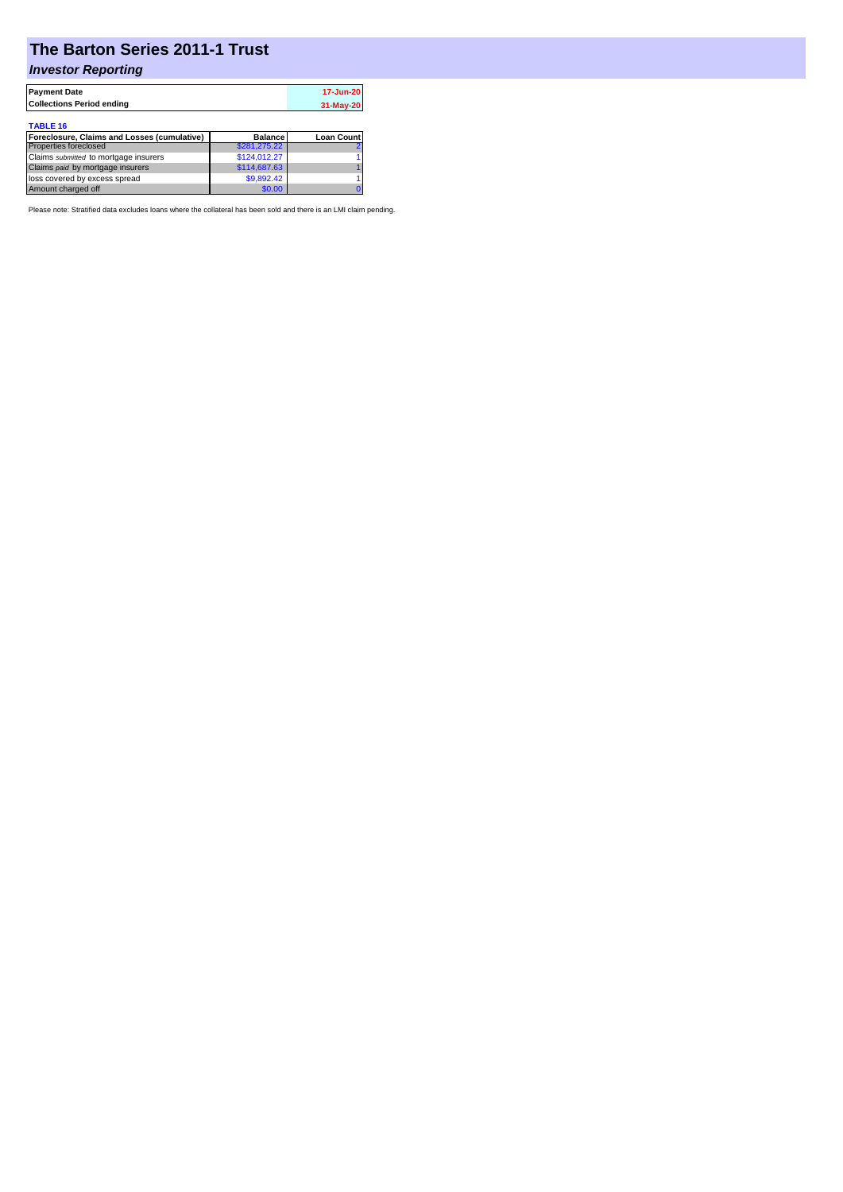# The Barton Series 2011-1 Trust

## *Investor Reporting*

| | |
|---|---|
| **Payment Date** | **17-Jun-20** |
| **Collections Period ending** | **31-May-20** |

**TABLE 16**

| Foreclosure, Claims and Losses (cumulative) | Balance | Loan Count |
|---|---|---|
| Properties foreclosed | $281,275.22 | 2 |
| Claims *submitted* to mortgage insurers | $124,012.27 | 1 |
| Claims *paid* by mortgage insurers | $114,687.63 | 1 |
| loss covered by excess spread | $9,892.42 | 1 |
| Amount charged off | $0.00 | 0 |

Please note: Stratified data excludes loans where the collateral has been sold and there is an LMI claim pending.